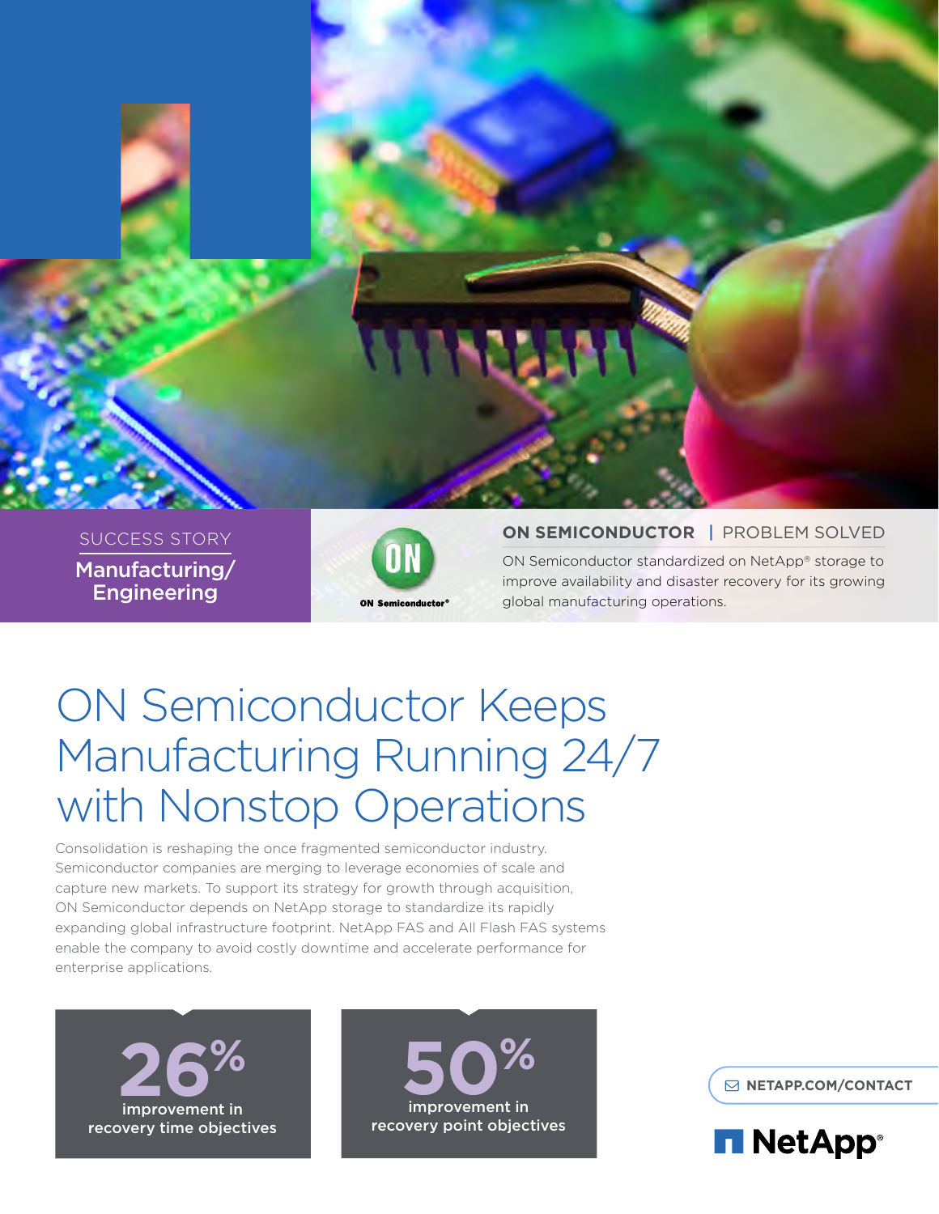SUCCESS STORY

**Manufacturing/ Engineering**

ON Semiconductor®

**ON SEMICONDUCTOR** | PROBLEM SOLVED

ON Semiconductor standardized on NetApp® storage to improve availability and disaster recovery for its growing global manufacturing operations.

# ON Semiconductor Keeps Manufacturing Running 24/7 with Nonstop Operations

Consolidation is reshaping the once fragmented semiconductor industry. Semiconductor companies are merging to leverage economies of scale and capture new markets. To support its strategy for growth through acquisition, ON Semiconductor depends on NetApp storage to standardize its rapidly expanding global infrastructure footprint. NetApp FAS and All Flash FAS systems enable the company to avoid costly downtime and accelerate performance for enterprise applications.

**26%**
improvement in recovery time objectives

**50%**
improvement in recovery point objectives

NETAPP.COM/CONTACT

NetApp®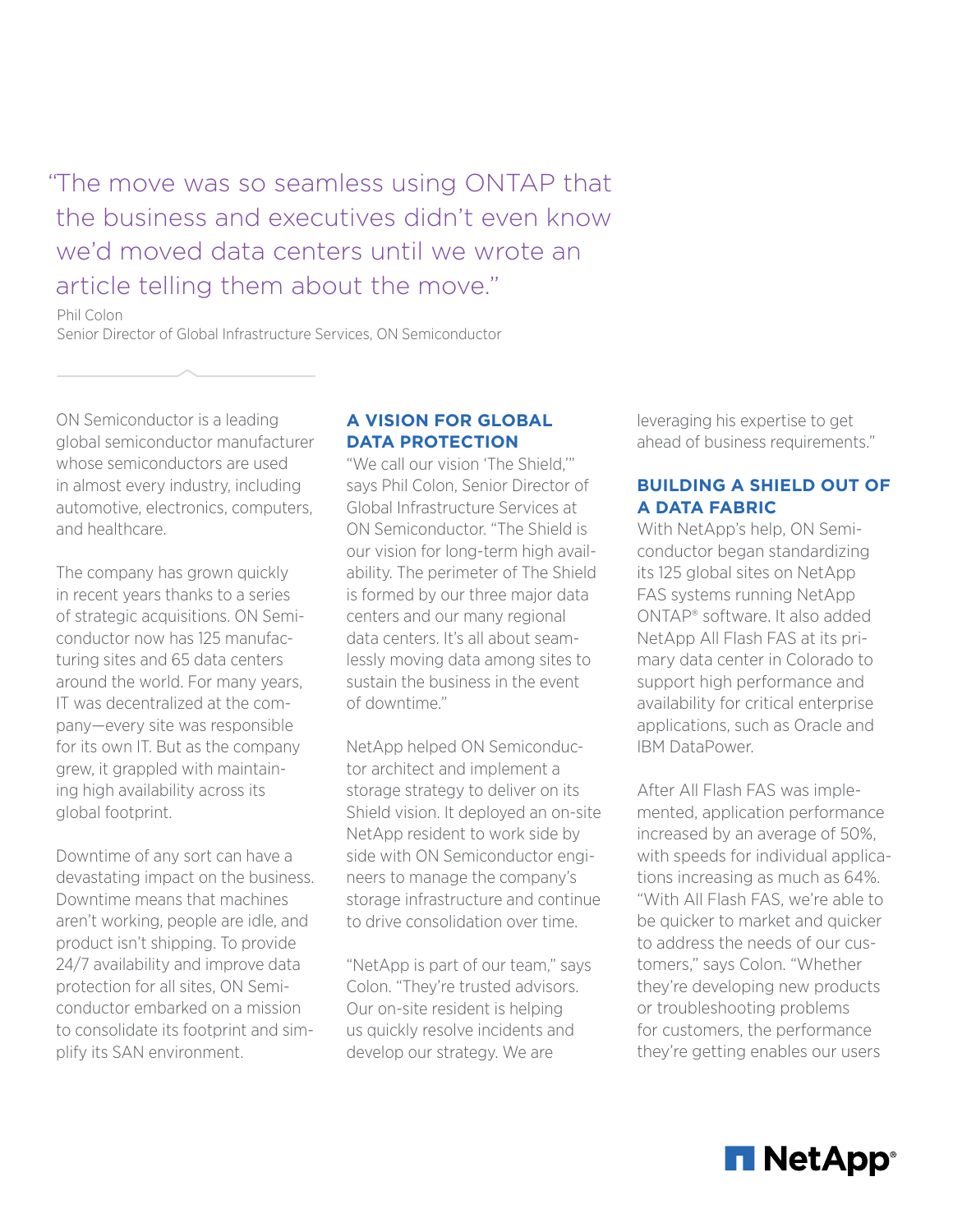> "The move was so seamless using ONTAP that the business and executives didn't even know we'd moved data centers until we wrote an article telling them about the move."
>
> Phil Colon
> Senior Director of Global Infrastructure Services, ON Semiconductor

ON Semiconductor is a leading global semiconductor manufacturer whose semiconductors are used in almost every industry, including automotive, electronics, computers, and healthcare.

The company has grown quickly in recent years thanks to a series of strategic acquisitions. ON Semiconductor now has 125 manufacturing sites and 65 data centers around the world. For many years, IT was decentralized at the company—every site was responsible for its own IT. But as the company grew, it grappled with maintaining high availability across its global footprint.

Downtime of any sort can have a devastating impact on the business. Downtime means that machines aren't working, people are idle, and product isn't shipping. To provide 24/7 availability and improve data protection for all sites, ON Semiconductor embarked on a mission to consolidate its footprint and simplify its SAN environment.

## A VISION FOR GLOBAL DATA PROTECTION

"We call our vision 'The Shield,'" says Phil Colon, Senior Director of Global Infrastructure Services at ON Semiconductor. "The Shield is our vision for long-term high availability. The perimeter of The Shield is formed by our three major data centers and our many regional data centers. It's all about seamlessly moving data among sites to sustain the business in the event of downtime."

NetApp helped ON Semiconductor architect and implement a storage strategy to deliver on its Shield vision. It deployed an on-site NetApp resident to work side by side with ON Semiconductor engineers to manage the company's storage infrastructure and continue to drive consolidation over time.

"NetApp is part of our team," says Colon. "They're trusted advisors. Our on-site resident is helping us quickly resolve incidents and develop our strategy. We are leveraging his expertise to get ahead of business requirements."

## BUILDING A SHIELD OUT OF A DATA FABRIC

With NetApp's help, ON Semiconductor began standardizing its 125 global sites on NetApp FAS systems running NetApp ONTAP® software. It also added NetApp All Flash FAS at its primary data center in Colorado to support high performance and availability for critical enterprise applications, such as Oracle and IBM DataPower.

After All Flash FAS was implemented, application performance increased by an average of 50%, with speeds for individual applications increasing as much as 64%. "With All Flash FAS, we're able to be quicker to market and quicker to address the needs of our customers," says Colon. "Whether they're developing new products or troubleshooting problems for customers, the performance they're getting enables our users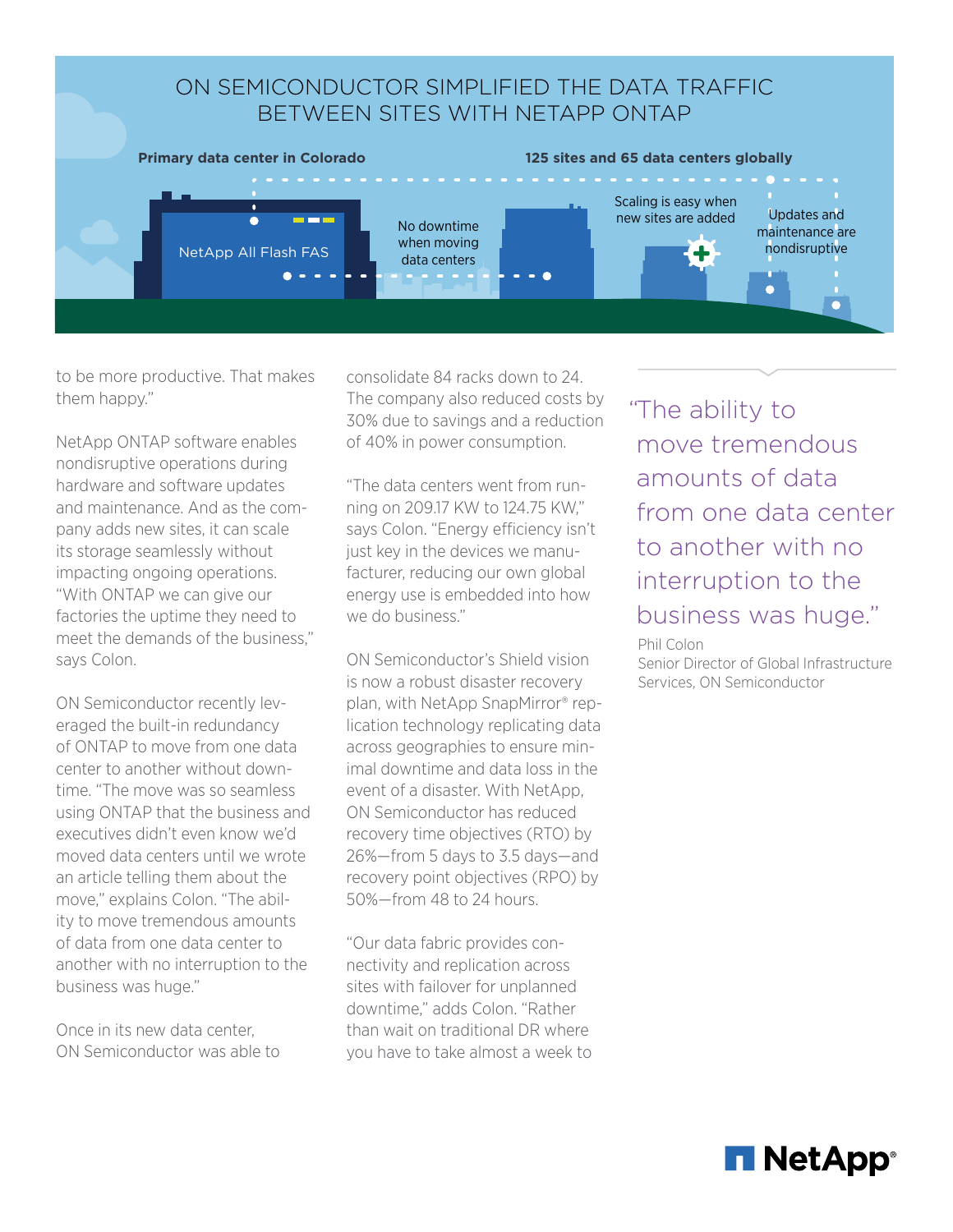## ON SEMICONDUCTOR SIMPLIFIED THE DATA TRAFFIC BETWEEN SITES WITH NETAPP ONTAP

**Primary data center in Colorado**

**125 sites and 65 data centers globally**

NetApp All Flash FAS

No downtime when moving data centers

Scaling is easy when new sites are added

Updates and maintenance are nondisruptive

to be more productive. That makes them happy."

NetApp ONTAP software enables nondisruptive operations during hardware and software updates and maintenance. And as the company adds new sites, it can scale its storage seamlessly without impacting ongoing operations. "With ONTAP we can give our factories the uptime they need to meet the demands of the business," says Colon.

ON Semiconductor recently leveraged the built-in redundancy of ONTAP to move from one data center to another without downtime. "The move was so seamless using ONTAP that the business and executives didn't even know we'd moved data centers until we wrote an article telling them about the move," explains Colon. "The ability to move tremendous amounts of data from one data center to another with no interruption to the business was huge."

Once in its new data center, ON Semiconductor was able to consolidate 84 racks down to 24. The company also reduced costs by 30% due to savings and a reduction of 40% in power consumption.

"The data centers went from running on 209.17 KW to 124.75 KW," says Colon. "Energy efficiency isn't just key in the devices we manufacturer, reducing our own global energy use is embedded into how we do business."

ON Semiconductor's Shield vision is now a robust disaster recovery plan, with NetApp SnapMirror® replication technology replicating data across geographies to ensure minimal downtime and data loss in the event of a disaster. With NetApp, ON Semiconductor has reduced recovery time objectives (RTO) by 26%—from 5 days to 3.5 days—and recovery point objectives (RPO) by 50%—from 48 to 24 hours.

"Our data fabric provides connectivity and replication across sites with failover for unplanned downtime," adds Colon. "Rather than wait on traditional DR where you have to take almost a week to

> "The ability to move tremendous amounts of data from one data center to another with no interruption to the business was huge."
>
> Phil Colon
> Senior Director of Global Infrastructure Services, ON Semiconductor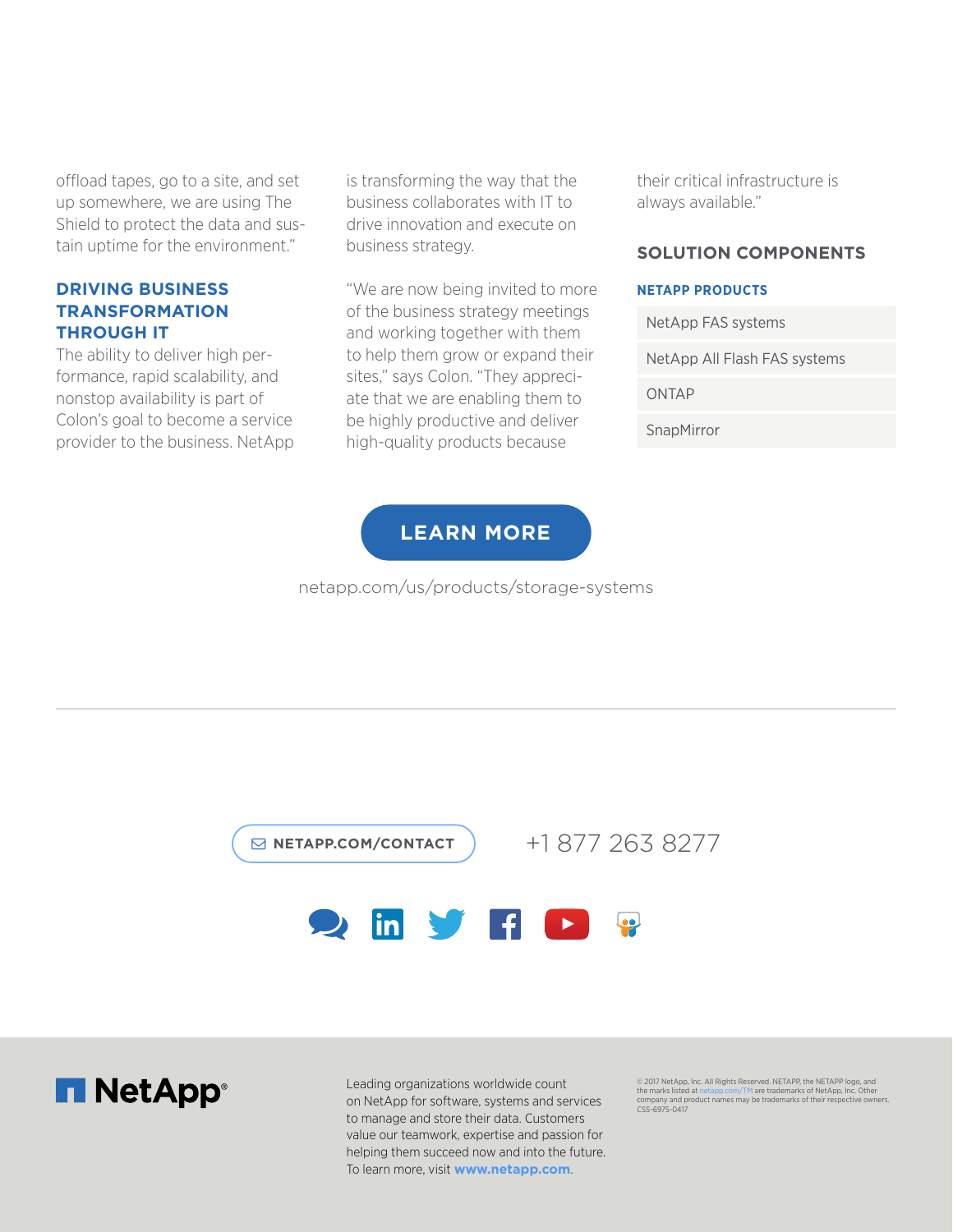offload tapes, go to a site, and set up somewhere, we are using The Shield to protect the data and sustain uptime for the environment."

### DRIVING BUSINESS TRANSFORMATION THROUGH IT

The ability to deliver high performance, rapid scalability, and nonstop availability is part of Colon's goal to become a service provider to the business. NetApp is transforming the way that the business collaborates with IT to drive innovation and execute on business strategy.

"We are now being invited to more of the business strategy meetings and working together with them to help them grow or expand their sites," says Colon. "They appreciate that we are enabling them to be highly productive and deliver high-quality products because their critical infrastructure is always available."

## SOLUTION COMPONENTS

### NETAPP PRODUCTS

- NetApp FAS systems
- NetApp All Flash FAS systems
- ONTAP
- SnapMirror

**LEARN MORE**

netapp.com/us/products/storage-systems

NETAPP.COM/CONTACT

+1 877 263 8277

NetApp

Leading organizations worldwide count on NetApp for software, systems and services to manage and store their data. Customers value our teamwork, expertise and passion for helping them succeed now and into the future. To learn more, visit **www.netapp.com**.

© 2017 NetApp, Inc. All Rights Reserved. NETAPP, the NETAPP logo, and the marks listed at netapp.com/TM are trademarks of NetApp, Inc. Other company and product names may be trademarks of their respective owners. CSS-6975-0417